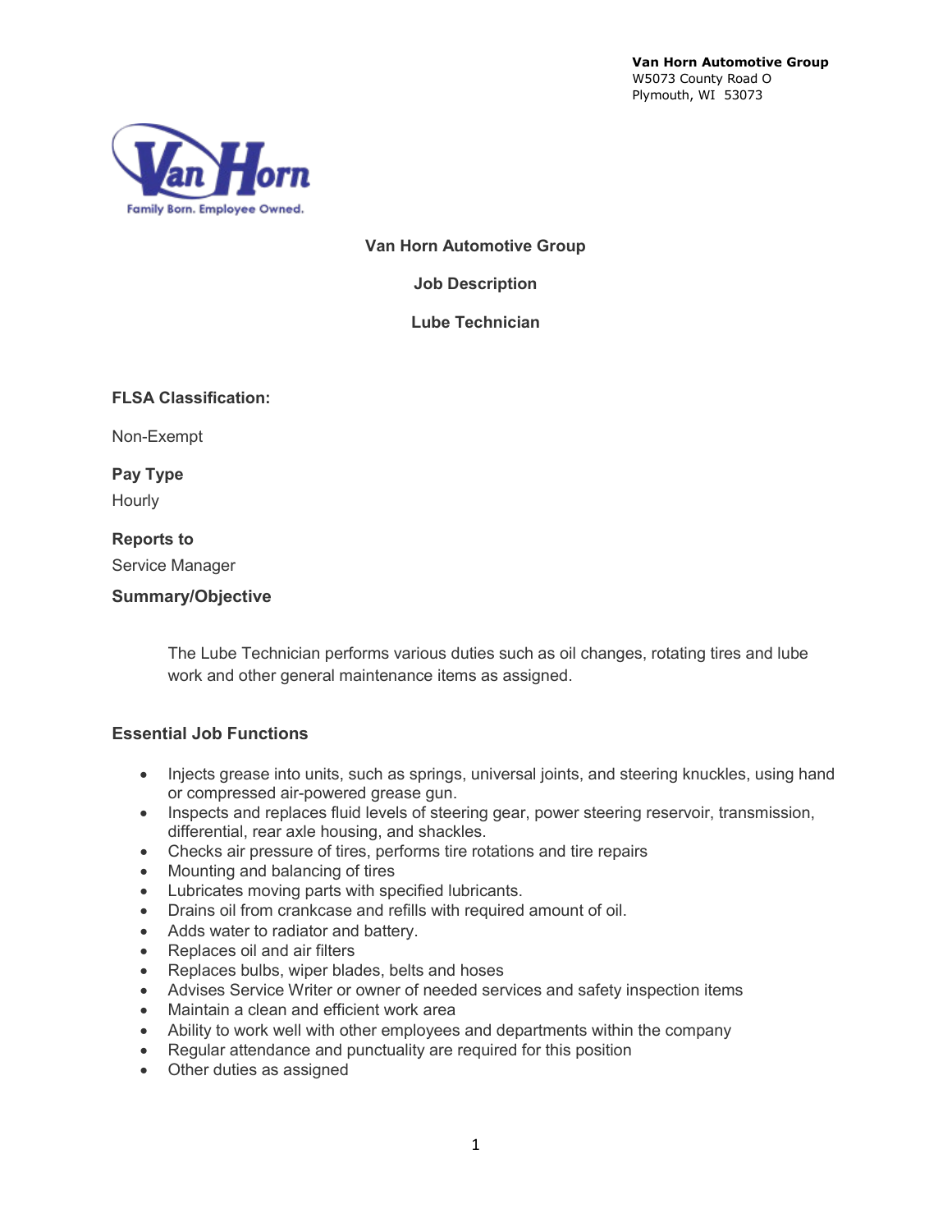**Van Horn Automotive Group**
W5073 County Road O
Plymouth, WI 53073

Van Horn
Family Born. Employee Owned.

# Van Horn Automotive Group

## Job Description

## Lube Technician

### FLSA Classification:

Non-Exempt

### Pay Type

Hourly

### Reports to

Service Manager

### Summary/Objective

The Lube Technician performs various duties such as oil changes, rotating tires and lube work and other general maintenance items as assigned.

### Essential Job Functions

- Injects grease into units, such as springs, universal joints, and steering knuckles, using hand or compressed air-powered grease gun.
- Inspects and replaces fluid levels of steering gear, power steering reservoir, transmission, differential, rear axle housing, and shackles.
- Checks air pressure of tires, performs tire rotations and tire repairs
- Mounting and balancing of tires
- Lubricates moving parts with specified lubricants.
- Drains oil from crankcase and refills with required amount of oil.
- Adds water to radiator and battery.
- Replaces oil and air filters
- Replaces bulbs, wiper blades, belts and hoses
- Advises Service Writer or owner of needed services and safety inspection items
- Maintain a clean and efficient work area
- Ability to work well with other employees and departments within the company
- Regular attendance and punctuality are required for this position
- Other duties as assigned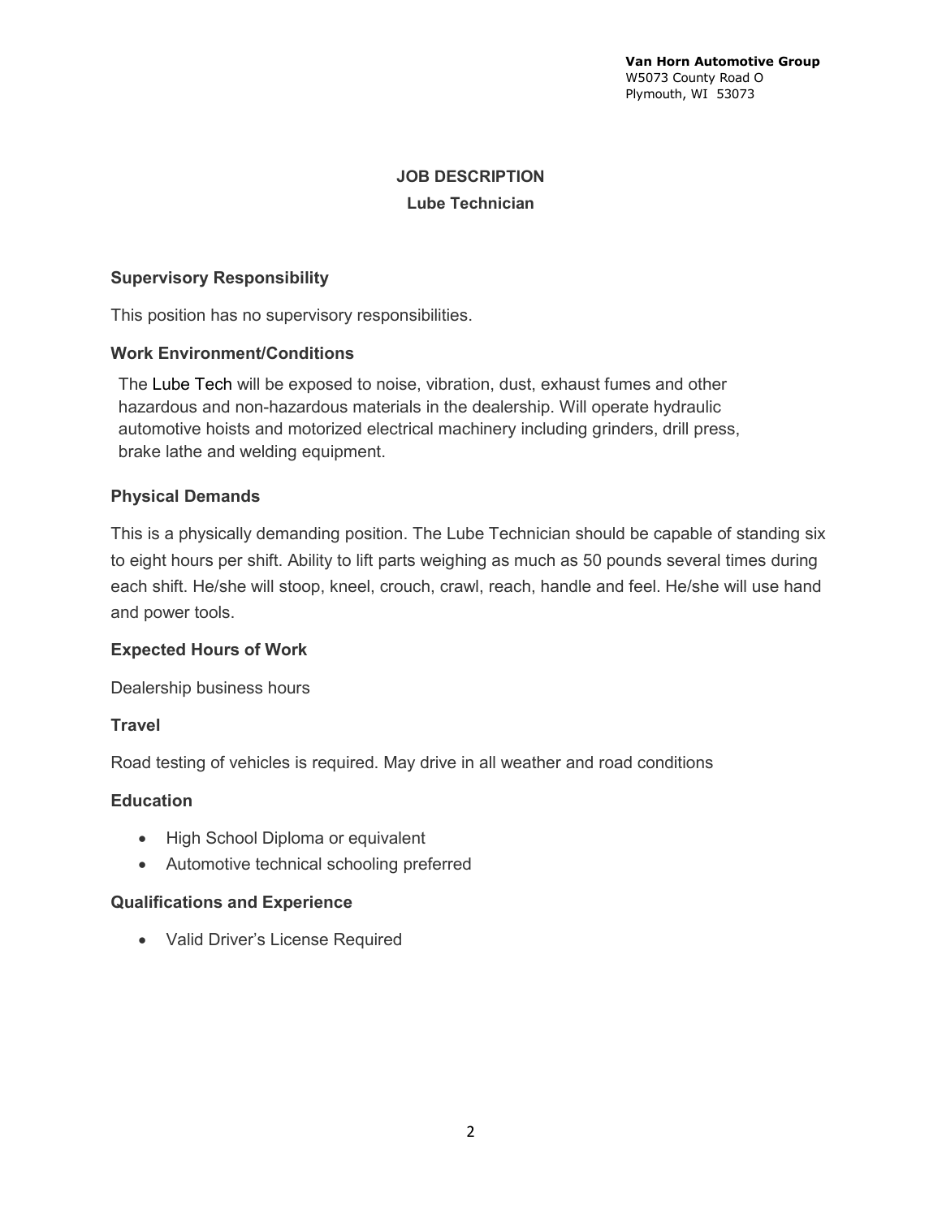**Van Horn Automotive Group**
W5073 County Road O
Plymouth, WI 53073

## JOB DESCRIPTION
### Lube Technician

### Supervisory Responsibility

This position has no supervisory responsibilities.

### Work Environment/Conditions

The Lube Tech will be exposed to noise, vibration, dust, exhaust fumes and other hazardous and non-hazardous materials in the dealership. Will operate hydraulic automotive hoists and motorized electrical machinery including grinders, drill press, brake lathe and welding equipment.

### Physical Demands

This is a physically demanding position. The Lube Technician should be capable of standing six to eight hours per shift. Ability to lift parts weighing as much as 50 pounds several times during each shift. He/she will stoop, kneel, crouch, crawl, reach, handle and feel. He/she will use hand and power tools.

### Expected Hours of Work

Dealership business hours

### Travel

Road testing of vehicles is required. May drive in all weather and road conditions

### Education

- High School Diploma or equivalent
- Automotive technical schooling preferred

### Qualifications and Experience

- Valid Driver's License Required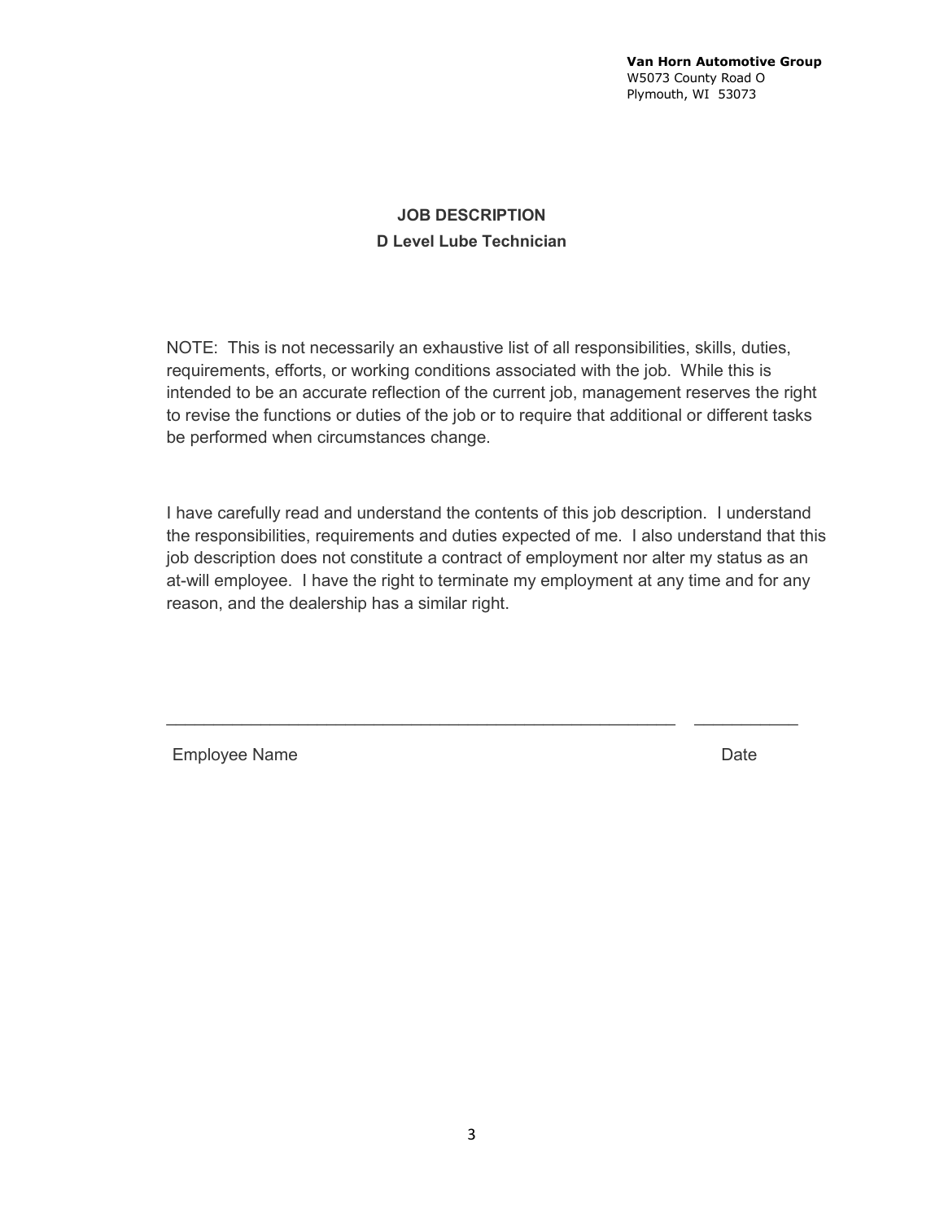**Van Horn Automotive Group**
W5073 County Road O
Plymouth, WI 53073

## JOB DESCRIPTION

### D Level Lube Technician

NOTE: This is not necessarily an exhaustive list of all responsibilities, skills, duties, requirements, efforts, or working conditions associated with the job. While this is intended to be an accurate reflection of the current job, management reserves the right to revise the functions or duties of the job or to require that additional or different tasks be performed when circumstances change.

I have carefully read and understand the contents of this job description. I understand the responsibilities, requirements and duties expected of me. I also understand that this job description does not constitute a contract of employment nor alter my status as an at-will employee. I have the right to terminate my employment at any time and for any reason, and the dealership has a similar right.

_______________________________________________________ ___________

Employee Name Date